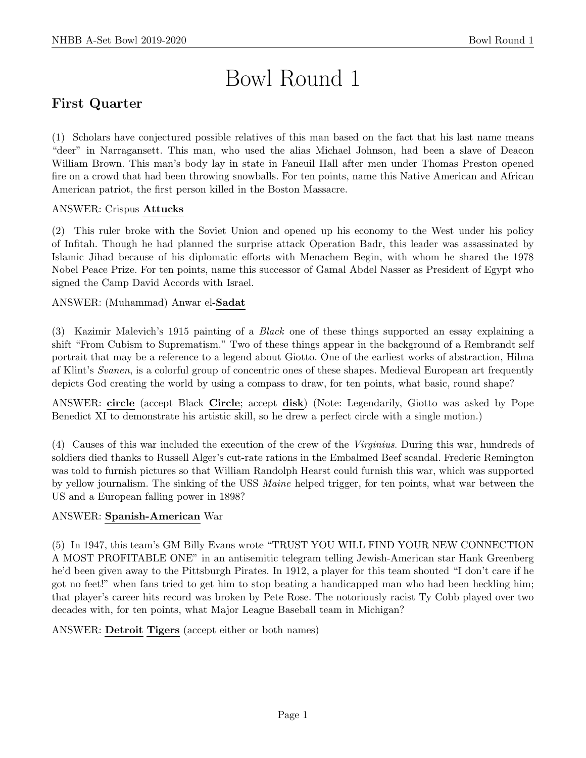# Bowl Round 1

## First Quarter

(1) Scholars have conjectured possible relatives of this man based on the fact that his last name means "deer" in Narragansett. This man, who used the alias Michael Johnson, had been a slave of Deacon William Brown. This man's body lay in state in Faneuil Hall after men under Thomas Preston opened fire on a crowd that had been throwing snowballs. For ten points, name this Native American and African American patriot, the first person killed in the Boston Massacre.

ANSWER: Crispus **Attucks**

(2) This ruler broke with the Soviet Union and opened up his economy to the West under his policy of Infitah. Though he had planned the surprise attack Operation Badr, this leader was assassinated by Islamic Jihad because of his diplomatic efforts with Menachem Begin, with whom he shared the 1978 Nobel Peace Prize. For ten points, name this successor of Gamal Abdel Nasser as President of Egypt who signed the Camp David Accords with Israel.

ANSWER: (Muhammad) Anwar el-**Sadat**

(3) Kazimir Malevich's 1915 painting of a *Black* one of these things supported an essay explaining a shift "From Cubism to Suprematism." Two of these things appear in the background of a Rembrandt self portrait that may be a reference to a legend about Giotto. One of the earliest works of abstraction, Hilma af Klint's *Svanen*, is a colorful group of concentric ones of these shapes. Medieval European art frequently depicts God creating the world by using a compass to draw, for ten points, what basic, round shape?

ANSWER: **circle** (accept Black **Circle**; accept **disk**) (Note: Legendarily, Giotto was asked by Pope Benedict XI to demonstrate his artistic skill, so he drew a perfect circle with a single motion.)

(4) Causes of this war included the execution of the crew of the *Virginius*. During this war, hundreds of soldiers died thanks to Russell Alger's cut-rate rations in the Embalmed Beef scandal. Frederic Remington was told to furnish pictures so that William Randolph Hearst could furnish this war, which was supported by yellow journalism. The sinking of the USS *Maine* helped trigger, for ten points, what war between the US and a European falling power in 1898?

ANSWER: **Spanish-American** War

(5) In 1947, this team's GM Billy Evans wrote "TRUST YOU WILL FIND YOUR NEW CONNECTION A MOST PROFITABLE ONE" in an antisemitic telegram telling Jewish-American star Hank Greenberg he'd been given away to the Pittsburgh Pirates. In 1912, a player for this team shouted "I don't care if he got no feet!" when fans tried to get him to stop beating a handicapped man who had been heckling him; that player's career hits record was broken by Pete Rose. The notoriously racist Ty Cobb played over two decades with, for ten points, what Major League Baseball team in Michigan?

ANSWER: **Detroit** **Tigers** (accept either or both names)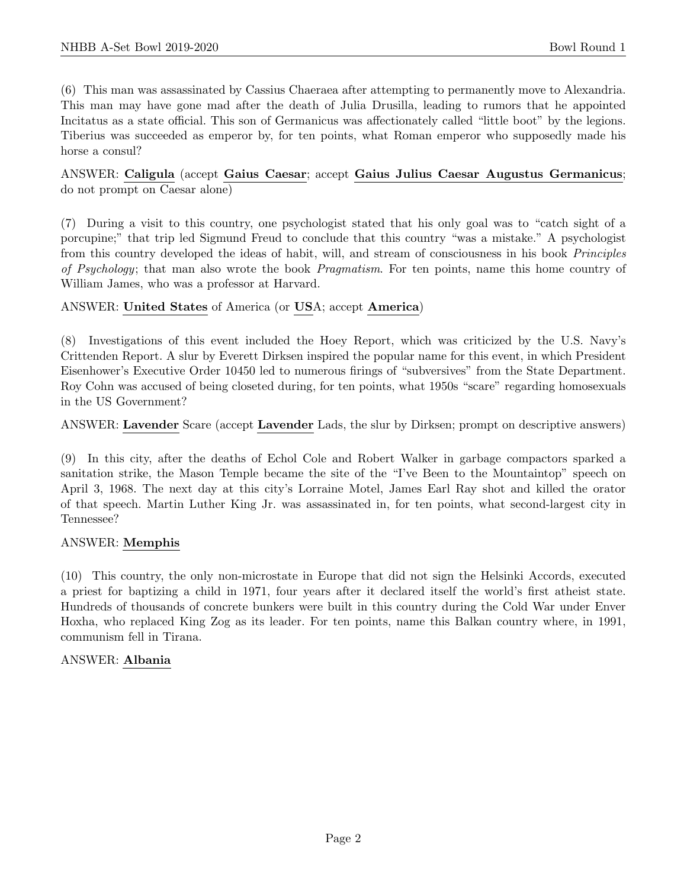(6) This man was assassinated by Cassius Chaeraea after attempting to permanently move to Alexandria. This man may have gone mad after the death of Julia Drusilla, leading to rumors that he appointed Incitatus as a state official. This son of Germanicus was affectionately called "little boot" by the legions. Tiberius was succeeded as emperor by, for ten points, what Roman emperor who supposedly made his horse a consul?

ANSWER: **Caligula** (accept **Gaius Caesar**; accept **Gaius Julius Caesar Augustus Germanicus**; do not prompt on Caesar alone)

(7) During a visit to this country, one psychologist stated that his only goal was to "catch sight of a porcupine;" that trip led Sigmund Freud to conclude that this country "was a mistake." A psychologist from this country developed the ideas of habit, will, and stream of consciousness in his book *Principles of Psychology*; that man also wrote the book *Pragmatism*. For ten points, name this home country of William James, who was a professor at Harvard.

ANSWER: **United States** of America (or **US**A; accept **America**)

(8) Investigations of this event included the Hoey Report, which was criticized by the U.S. Navy's Crittenden Report. A slur by Everett Dirksen inspired the popular name for this event, in which President Eisenhower's Executive Order 10450 led to numerous firings of "subversives" from the State Department. Roy Cohn was accused of being closeted during, for ten points, what 1950s "scare" regarding homosexuals in the US Government?

ANSWER: **Lavender** Scare (accept **Lavender** Lads, the slur by Dirksen; prompt on descriptive answers)

(9) In this city, after the deaths of Echol Cole and Robert Walker in garbage compactors sparked a sanitation strike, the Mason Temple became the site of the "I've Been to the Mountaintop" speech on April 3, 1968. The next day at this city's Lorraine Motel, James Earl Ray shot and killed the orator of that speech. Martin Luther King Jr. was assassinated in, for ten points, what second-largest city in Tennessee?

ANSWER: **Memphis**

(10) This country, the only non-microstate in Europe that did not sign the Helsinki Accords, executed a priest for baptizing a child in 1971, four years after it declared itself the world's first atheist state. Hundreds of thousands of concrete bunkers were built in this country during the Cold War under Enver Hoxha, who replaced King Zog as its leader. For ten points, name this Balkan country where, in 1991, communism fell in Tirana.

ANSWER: **Albania**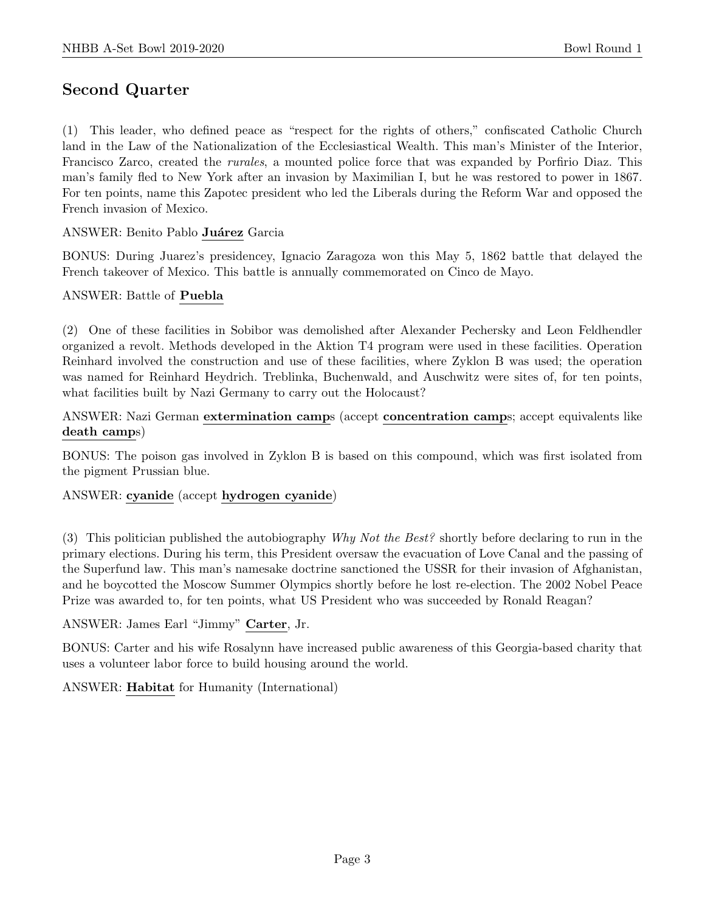## Second Quarter

(1) This leader, who defined peace as "respect for the rights of others," confiscated Catholic Church land in the Law of the Nationalization of the Ecclesiastical Wealth. This man's Minister of the Interior, Francisco Zarco, created the *rurales*, a mounted police force that was expanded by Porfirio Diaz. This man's family fled to New York after an invasion by Maximilian I, but he was restored to power in 1867. For ten points, name this Zapotec president who led the Liberals during the Reform War and opposed the French invasion of Mexico.

ANSWER: Benito Pablo **Juárez** Garcia

BONUS: During Juarez's presidencey, Ignacio Zaragoza won this May 5, 1862 battle that delayed the French takeover of Mexico. This battle is annually commemorated on Cinco de Mayo.

ANSWER: Battle of **Puebla**

(2) One of these facilities in Sobibor was demolished after Alexander Pechersky and Leon Feldhendler organized a revolt. Methods developed in the Aktion T4 program were used in these facilities. Operation Reinhard involved the construction and use of these facilities, where Zyklon B was used; the operation was named for Reinhard Heydrich. Treblinka, Buchenwald, and Auschwitz were sites of, for ten points, what facilities built by Nazi Germany to carry out the Holocaust?

ANSWER: Nazi German **extermination camp**s (accept **concentration camp**s; accept equivalents like **death camp**s)

BONUS: The poison gas involved in Zyklon B is based on this compound, which was first isolated from the pigment Prussian blue.

ANSWER: **cyanide** (accept **hydrogen cyanide**)

(3) This politician published the autobiography *Why Not the Best?* shortly before declaring to run in the primary elections. During his term, this President oversaw the evacuation of Love Canal and the passing of the Superfund law. This man's namesake doctrine sanctioned the USSR for their invasion of Afghanistan, and he boycotted the Moscow Summer Olympics shortly before he lost re-election. The 2002 Nobel Peace Prize was awarded to, for ten points, what US President who was succeeded by Ronald Reagan?

ANSWER: James Earl "Jimmy" **Carter**, Jr.

BONUS: Carter and his wife Rosalynn have increased public awareness of this Georgia-based charity that uses a volunteer labor force to build housing around the world.

ANSWER: **Habitat** for Humanity (International)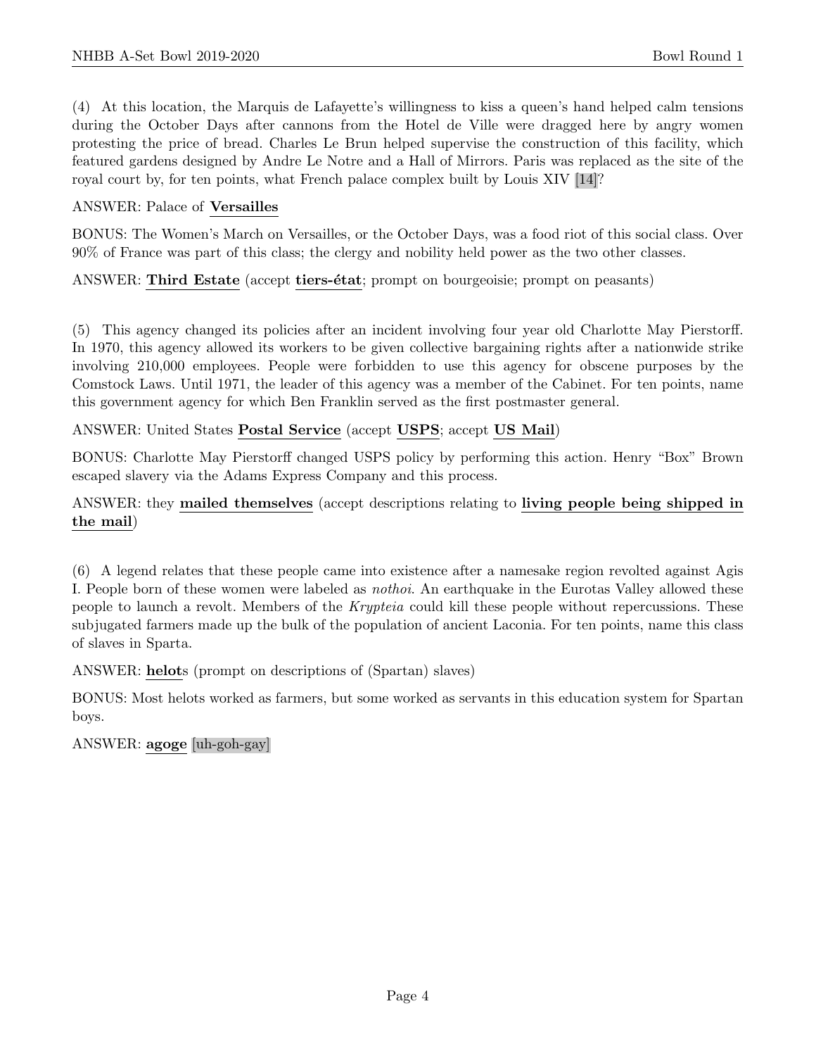(4) At this location, the Marquis de Lafayette's willingness to kiss a queen's hand helped calm tensions during the October Days after cannons from the Hotel de Ville were dragged here by angry women protesting the price of bread. Charles Le Brun helped supervise the construction of this facility, which featured gardens designed by Andre Le Notre and a Hall of Mirrors. Paris was replaced as the site of the royal court by, for ten points, what French palace complex built by Louis XIV [14]?

ANSWER: Palace of **Versailles**

BONUS: The Women's March on Versailles, or the October Days, was a food riot of this social class. Over 90% of France was part of this class; the clergy and nobility held power as the two other classes.

ANSWER: **Third Estate** (accept **tiers-état**; prompt on bourgeoisie; prompt on peasants)

(5) This agency changed its policies after an incident involving four year old Charlotte May Pierstorff. In 1970, this agency allowed its workers to be given collective bargaining rights after a nationwide strike involving 210,000 employees. People were forbidden to use this agency for obscene purposes by the Comstock Laws. Until 1971, the leader of this agency was a member of the Cabinet. For ten points, name this government agency for which Ben Franklin served as the first postmaster general.

ANSWER: United States **Postal Service** (accept **USPS**; accept **US Mail**)

BONUS: Charlotte May Pierstorff changed USPS policy by performing this action. Henry "Box" Brown escaped slavery via the Adams Express Company and this process.

ANSWER: they **mailed themselves** (accept descriptions relating to **living people being shipped in the mail**)

(6) A legend relates that these people came into existence after a namesake region revolted against Agis I. People born of these women were labeled as *nothoi*. An earthquake in the Eurotas Valley allowed these people to launch a revolt. Members of the *Krypteia* could kill these people without repercussions. These subjugated farmers made up the bulk of the population of ancient Laconia. For ten points, name this class of slaves in Sparta.

ANSWER: **helot**s (prompt on descriptions of (Spartan) slaves)

BONUS: Most helots worked as farmers, but some worked as servants in this education system for Spartan boys.

ANSWER: **agoge** [uh-goh-gay]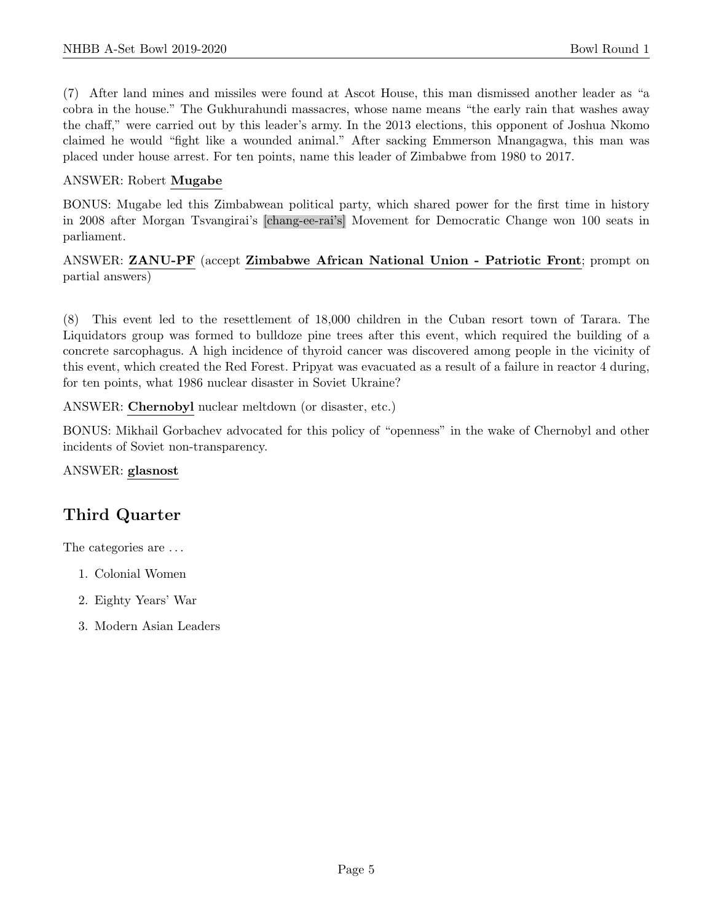(7) After land mines and missiles were found at Ascot House, this man dismissed another leader as "a cobra in the house." The Gukhurahundi massacres, whose name means "the early rain that washes away the chaff," were carried out by this leader's army. In the 2013 elections, this opponent of Joshua Nkomo claimed he would "fight like a wounded animal." After sacking Emmerson Mnangagwa, this man was placed under house arrest. For ten points, name this leader of Zimbabwe from 1980 to 2017.

ANSWER: Robert **Mugabe**

BONUS: Mugabe led this Zimbabwean political party, which shared power for the first time in history in 2008 after Morgan Tsvangirai's [chang-ee-rai's] Movement for Democratic Change won 100 seats in parliament.

ANSWER: **ZANU-PF** (accept **Zimbabwe African National Union - Patriotic Front**; prompt on partial answers)

(8) This event led to the resettlement of 18,000 children in the Cuban resort town of Tarara. The Liquidators group was formed to bulldoze pine trees after this event, which required the building of a concrete sarcophagus. A high incidence of thyroid cancer was discovered among people in the vicinity of this event, which created the Red Forest. Pripyat was evacuated as a result of a failure in reactor 4 during, for ten points, what 1986 nuclear disaster in Soviet Ukraine?

ANSWER: **Chernobyl** nuclear meltdown (or disaster, etc.)

BONUS: Mikhail Gorbachev advocated for this policy of "openness" in the wake of Chernobyl and other incidents of Soviet non-transparency.

ANSWER: **glasnost**

## Third Quarter

The categories are . . .

1. Colonial Women
2. Eighty Years' War
3. Modern Asian Leaders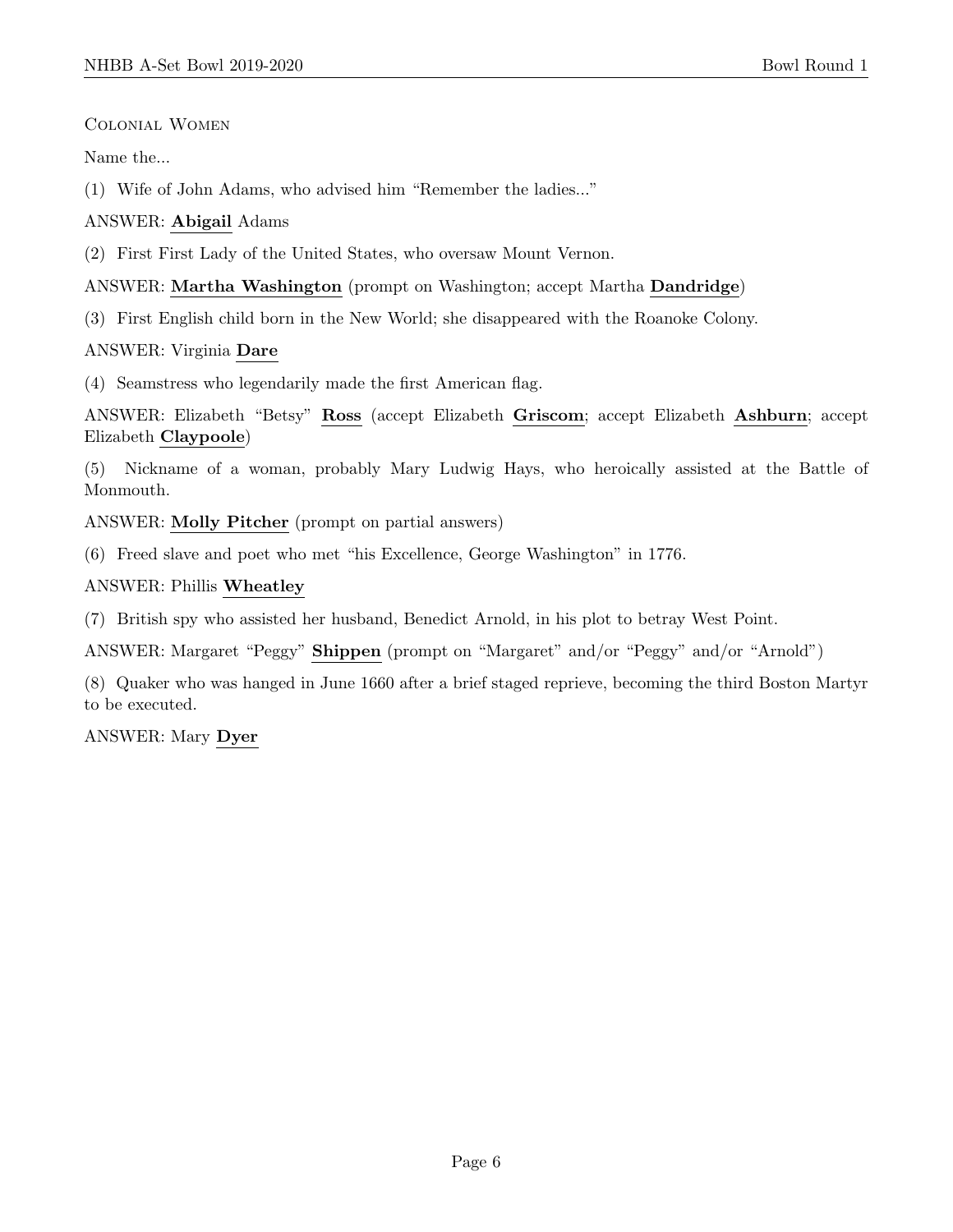Colonial Women

Name the...

(1) Wife of John Adams, who advised him "Remember the ladies..."

ANSWER: **Abigail** Adams

(2) First First Lady of the United States, who oversaw Mount Vernon.

ANSWER: **Martha Washington** (prompt on Washington; accept Martha **Dandridge**)

(3) First English child born in the New World; she disappeared with the Roanoke Colony.

ANSWER: Virginia **Dare**

(4) Seamstress who legendarily made the first American flag.

ANSWER: Elizabeth "Betsy" **Ross** (accept Elizabeth **Griscom**; accept Elizabeth **Ashburn**; accept Elizabeth **Claypoole**)

(5) Nickname of a woman, probably Mary Ludwig Hays, who heroically assisted at the Battle of Monmouth.

ANSWER: **Molly Pitcher** (prompt on partial answers)

(6) Freed slave and poet who met "his Excellence, George Washington" in 1776.

ANSWER: Phillis **Wheatley**

(7) British spy who assisted her husband, Benedict Arnold, in his plot to betray West Point.

ANSWER: Margaret "Peggy" **Shippen** (prompt on "Margaret" and/or "Peggy" and/or "Arnold")

(8) Quaker who was hanged in June 1660 after a brief staged reprieve, becoming the third Boston Martyr to be executed.

ANSWER: Mary **Dyer**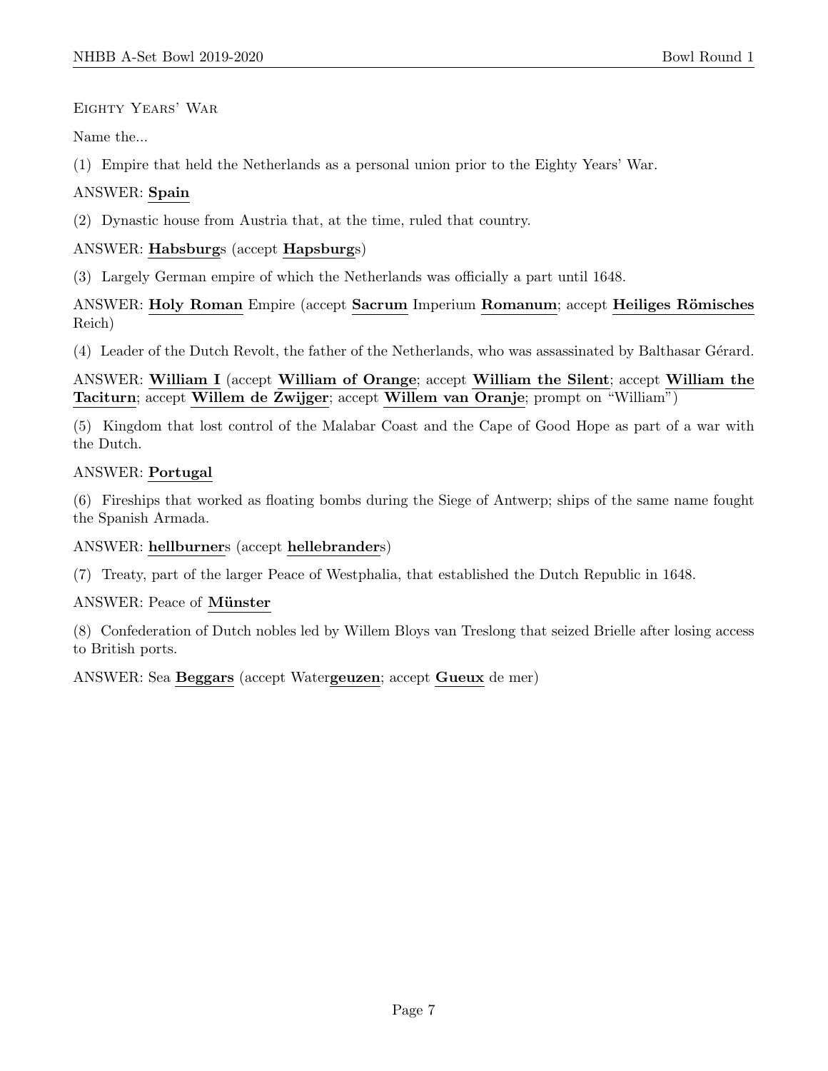Eighty Years' War

Name the...

(1) Empire that held the Netherlands as a personal union prior to the Eighty Years' War.

ANSWER: **Spain**

(2) Dynastic house from Austria that, at the time, ruled that country.

ANSWER: **Habsburg**s (accept **Hapsburg**s)

(3) Largely German empire of which the Netherlands was officially a part until 1648.

ANSWER: **Holy Roman** Empire (accept **Sacrum** Imperium **Romanum**; accept **Heiliges Römisches** Reich)

(4) Leader of the Dutch Revolt, the father of the Netherlands, who was assassinated by Balthasar Gérard.

ANSWER: **William I** (accept **William of Orange**; accept **William the Silent**; accept **William the Taciturn**; accept **Willem de Zwijger**; accept **Willem van Oranje**; prompt on "William")

(5) Kingdom that lost control of the Malabar Coast and the Cape of Good Hope as part of a war with the Dutch.

ANSWER: **Portugal**

(6) Fireships that worked as floating bombs during the Siege of Antwerp; ships of the same name fought the Spanish Armada.

ANSWER: **hellburner**s (accept **hellebrander**s)

(7) Treaty, part of the larger Peace of Westphalia, that established the Dutch Republic in 1648.

ANSWER: Peace of **Münster**

(8) Confederation of Dutch nobles led by Willem Bloys van Treslong that seized Brielle after losing access to British ports.

ANSWER: Sea **Beggars** (accept Water**geuzen**; accept **Gueux** de mer)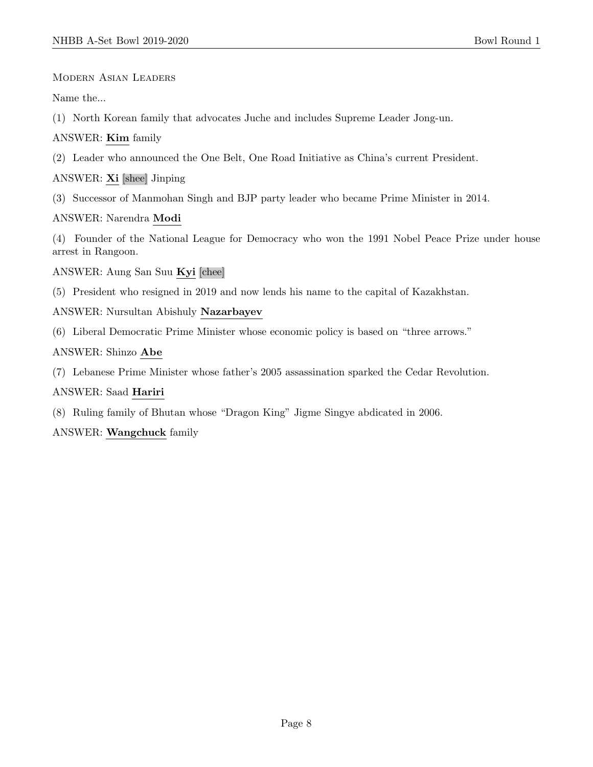Modern Asian Leaders

Name the...

(1) North Korean family that advocates Juche and includes Supreme Leader Jong-un.

ANSWER: **Kim** family

(2) Leader who announced the One Belt, One Road Initiative as China's current President.

ANSWER: **Xi** [shee] Jinping

(3) Successor of Manmohan Singh and BJP party leader who became Prime Minister in 2014.

ANSWER: Narendra **Modi**

(4) Founder of the National League for Democracy who won the 1991 Nobel Peace Prize under house arrest in Rangoon.

ANSWER: Aung San Suu **Kyi** [chee]

(5) President who resigned in 2019 and now lends his name to the capital of Kazakhstan.

ANSWER: Nursultan Abishuly **Nazarbayev**

(6) Liberal Democratic Prime Minister whose economic policy is based on "three arrows."

ANSWER: Shinzo **Abe**

(7) Lebanese Prime Minister whose father's 2005 assassination sparked the Cedar Revolution.

ANSWER: Saad **Hariri**

(8) Ruling family of Bhutan whose "Dragon King" Jigme Singye abdicated in 2006.

ANSWER: **Wangchuck** family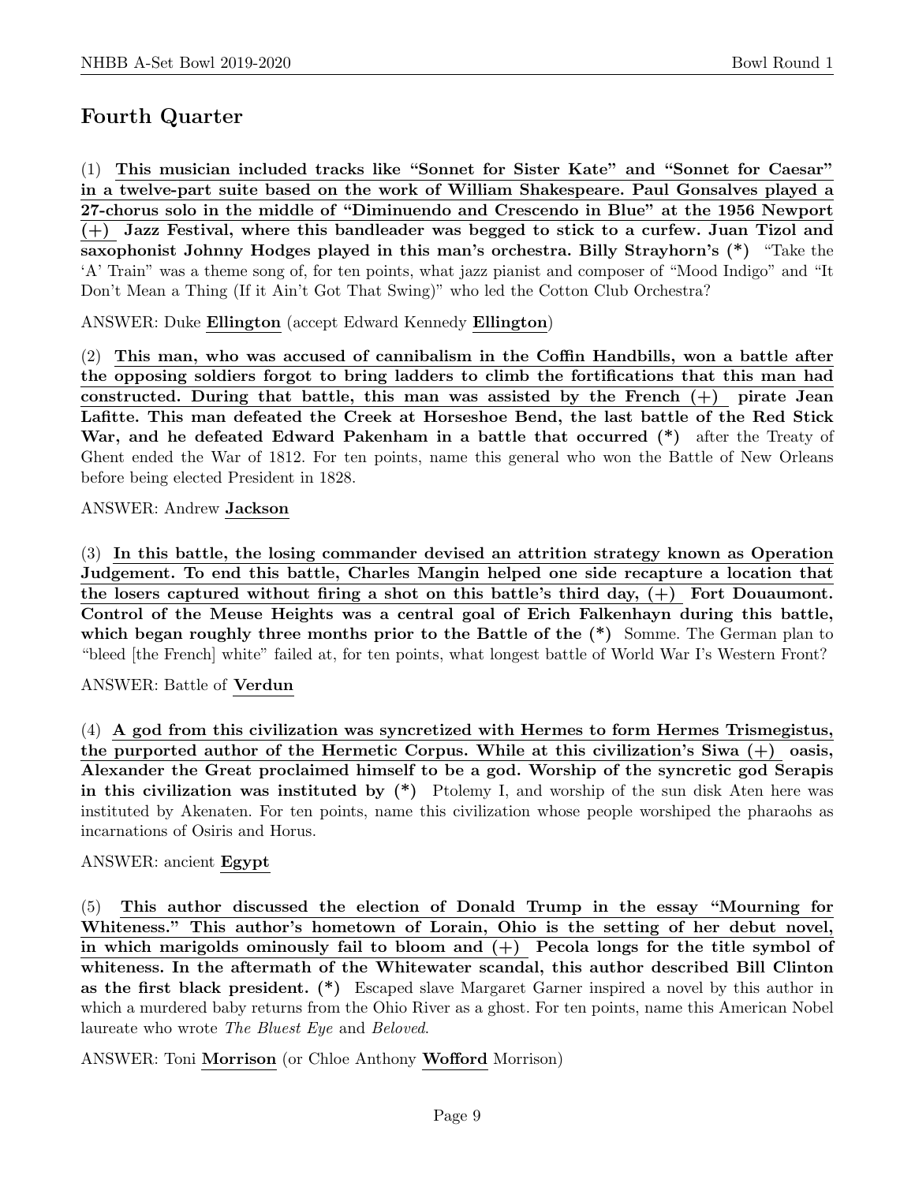## Fourth Quarter

(1) **This musician included tracks like "Sonnet for Sister Kate" and "Sonnet for Caesar" in a twelve-part suite based on the work of William Shakespeare. Paul Gonsalves played a 27-chorus solo in the middle of "Diminuendo and Crescendo in Blue" at the 1956 Newport (+) Jazz Festival, where this bandleader was begged to stick to a curfew. Juan Tizol and saxophonist Johnny Hodges played in this man's orchestra. Billy Strayhorn's (*)** "Take the 'A' Train" was a theme song of, for ten points, what jazz pianist and composer of "Mood Indigo" and "It Don't Mean a Thing (If it Ain't Got That Swing)" who led the Cotton Club Orchestra?

ANSWER: Duke **Ellington** (accept Edward Kennedy **Ellington**)

(2) **This man, who was accused of cannibalism in the Coffin Handbills, won a battle after the opposing soldiers forgot to bring ladders to climb the fortifications that this man had constructed. During that battle, this man was assisted by the French (+) pirate Jean Lafitte. This man defeated the Creek at Horseshoe Bend, the last battle of the Red Stick War, and he defeated Edward Pakenham in a battle that occurred (*)** after the Treaty of Ghent ended the War of 1812. For ten points, name this general who won the Battle of New Orleans before being elected President in 1828.

ANSWER: Andrew **Jackson**

(3) **In this battle, the losing commander devised an attrition strategy known as Operation Judgement. To end this battle, Charles Mangin helped one side recapture a location that the losers captured without firing a shot on this battle's third day, (+) Fort Douaumont. Control of the Meuse Heights was a central goal of Erich Falkenhayn during this battle, which began roughly three months prior to the Battle of the (*)** Somme. The German plan to "bleed [the French] white" failed at, for ten points, what longest battle of World War I's Western Front?

ANSWER: Battle of **Verdun**

(4) **A god from this civilization was syncretized with Hermes to form Hermes Trismegistus, the purported author of the Hermetic Corpus. While at this civilization's Siwa (+) oasis, Alexander the Great proclaimed himself to be a god. Worship of the syncretic god Serapis in this civilization was instituted by (*)** Ptolemy I, and worship of the sun disk Aten here was instituted by Akenaten. For ten points, name this civilization whose people worshiped the pharaohs as incarnations of Osiris and Horus.

ANSWER: ancient **Egypt**

(5) **This author discussed the election of Donald Trump in the essay "Mourning for Whiteness." This author's hometown of Lorain, Ohio is the setting of her debut novel, in which marigolds ominously fail to bloom and (+) Pecola longs for the title symbol of whiteness. In the aftermath of the Whitewater scandal, this author described Bill Clinton as the first black president. (*)** Escaped slave Margaret Garner inspired a novel by this author in which a murdered baby returns from the Ohio River as a ghost. For ten points, name this American Nobel laureate who wrote *The Bluest Eye* and *Beloved*.

ANSWER: Toni **Morrison** (or Chloe Anthony **Wofford** Morrison)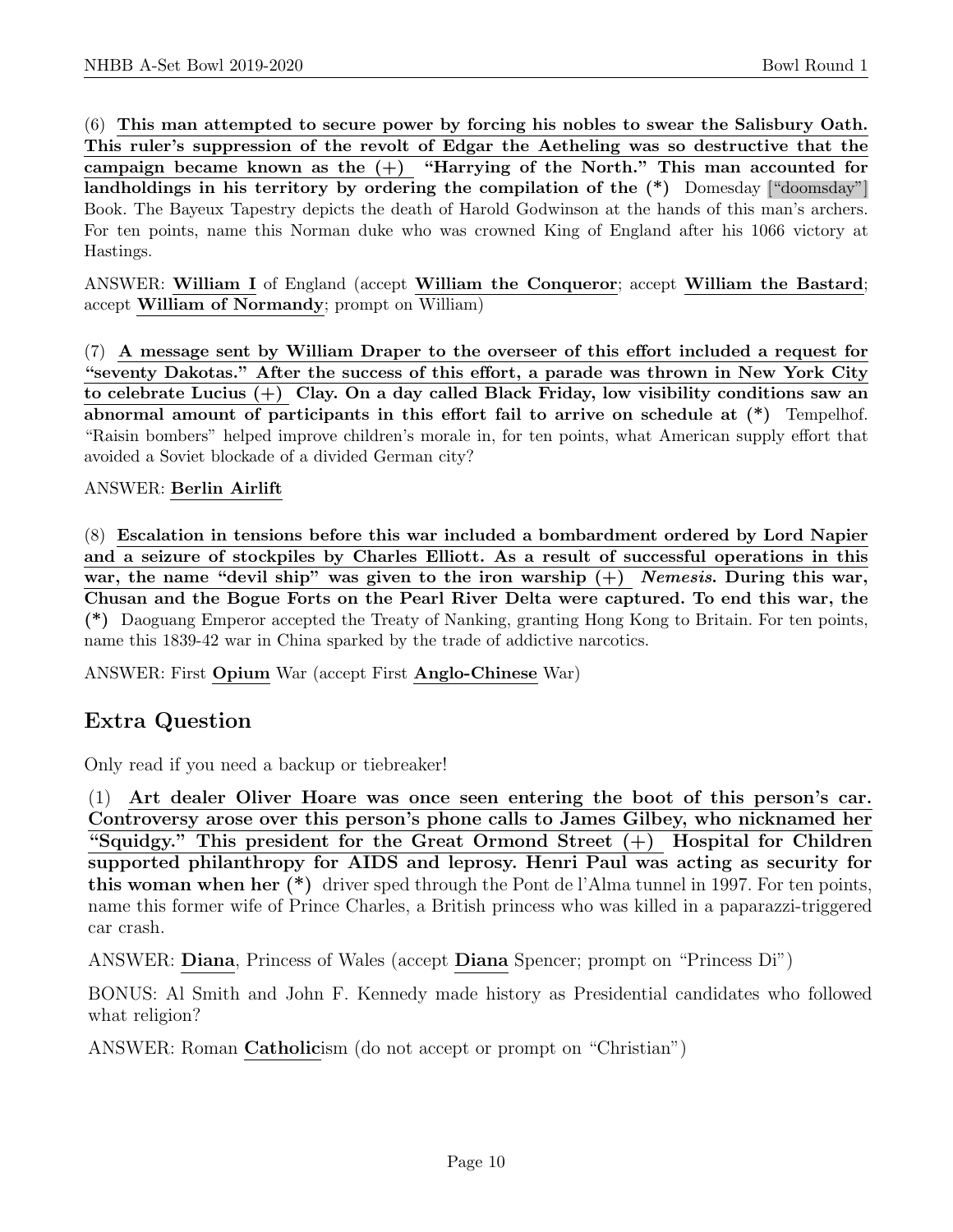(6) **This man attempted to secure power by forcing his nobles to swear the Salisbury Oath. This ruler's suppression of the revolt of Edgar the Aetheling was so destructive that the campaign became known as the (+) "Harrying of the North." This man accounted for landholdings in his territory by ordering the compilation of the (*)** Domesday ["doomsday"] Book. The Bayeux Tapestry depicts the death of Harold Godwinson at the hands of this man's archers. For ten points, name this Norman duke who was crowned King of England after his 1066 victory at Hastings.

ANSWER: **William I** of England (accept **William the Conqueror**; accept **William the Bastard**; accept **William of Normandy**; prompt on William)

(7) **A message sent by William Draper to the overseer of this effort included a request for "seventy Dakotas." After the success of this effort, a parade was thrown in New York City to celebrate Lucius (+) Clay. On a day called Black Friday, low visibility conditions saw an abnormal amount of participants in this effort fail to arrive on schedule at (*)** Tempelhof. "Raisin bombers" helped improve children's morale in, for ten points, what American supply effort that avoided a Soviet blockade of a divided German city?

ANSWER: **Berlin Airlift**

(8) **Escalation in tensions before this war included a bombardment ordered by Lord Napier and a seizure of stockpiles by Charles Elliott. As a result of successful operations in this war, the name "devil ship" was given to the iron warship (+) *Nemesis*. During this war, Chusan and the Bogue Forts on the Pearl River Delta were captured. To end this war, the (*)** Daoguang Emperor accepted the Treaty of Nanking, granting Hong Kong to Britain. For ten points, name this 1839-42 war in China sparked by the trade of addictive narcotics.

ANSWER: First **Opium** War (accept First **Anglo-Chinese** War)

## Extra Question

Only read if you need a backup or tiebreaker!

(1) **Art dealer Oliver Hoare was once seen entering the boot of this person's car. Controversy arose over this person's phone calls to James Gilbey, who nicknamed her "Squidgy." This president for the Great Ormond Street (+) Hospital for Children supported philanthropy for AIDS and leprosy. Henri Paul was acting as security for this woman when her (*)** driver sped through the Pont de l'Alma tunnel in 1997. For ten points, name this former wife of Prince Charles, a British princess who was killed in a paparazzi-triggered car crash.

ANSWER: **Diana**, Princess of Wales (accept **Diana** Spencer; prompt on "Princess Di")

BONUS: Al Smith and John F. Kennedy made history as Presidential candidates who followed what religion?

ANSWER: Roman **Catholic**ism (do not accept or prompt on "Christian")